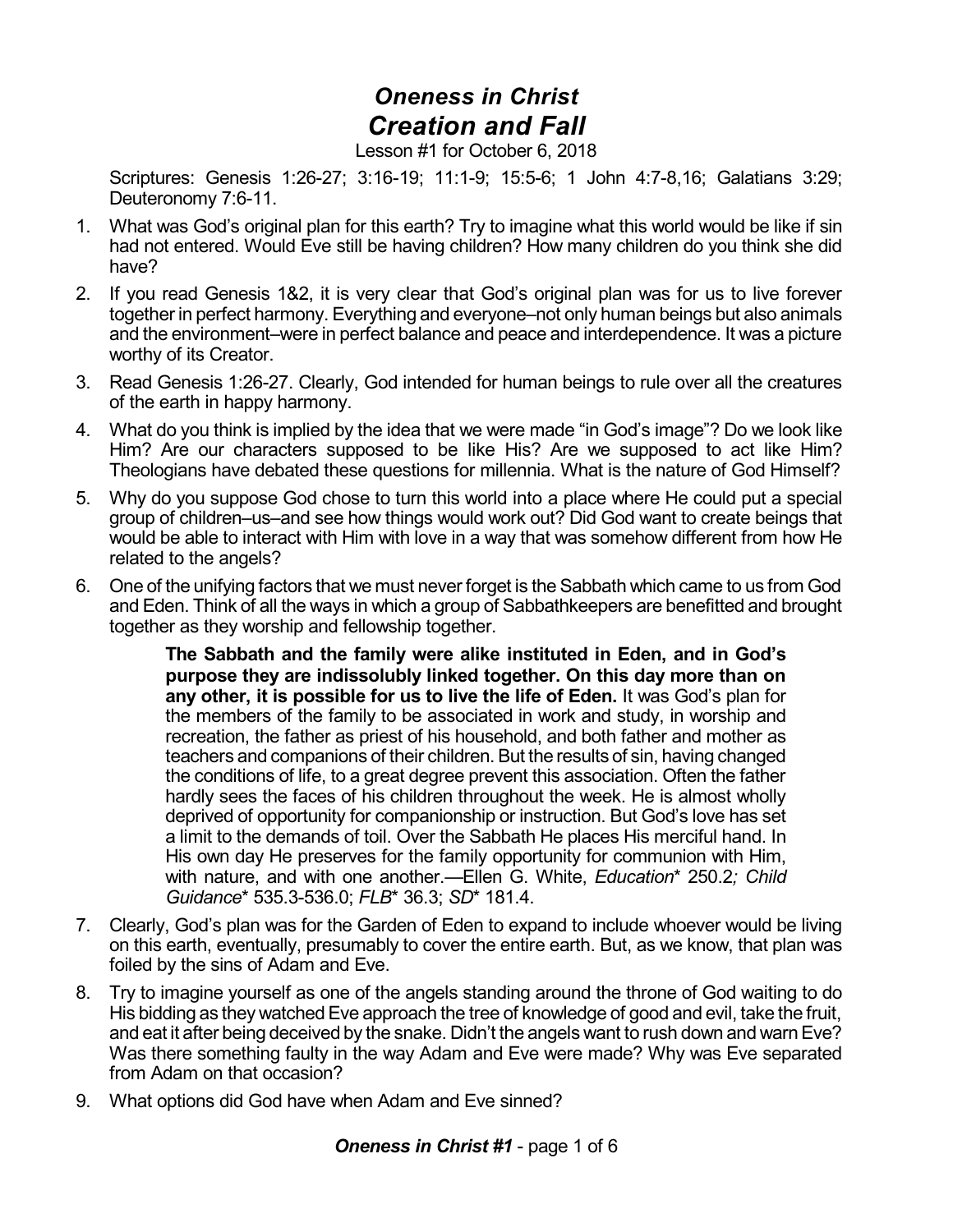# *Oneness in Christ*
# *Creation and Fall*

Lesson #1 for October 6, 2018

Scriptures: Genesis 1:26-27; 3:16-19; 11:1-9; 15:5-6; 1 John 4:7-8,16; Galatians 3:29; Deuteronomy 7:6-11.

1. What was God's original plan for this earth? Try to imagine what this world would be like if sin had not entered. Would Eve still be having children? How many children do you think she did have?
2. If you read Genesis 1&2, it is very clear that God's original plan was for us to live forever together in perfect harmony. Everything and everyone–not only human beings but also animals and the environment–were in perfect balance and peace and interdependence. It was a picture worthy of its Creator.
3. Read Genesis 1:26-27. Clearly, God intended for human beings to rule over all the creatures of the earth in happy harmony.
4. What do you think is implied by the idea that we were made "in God's image"? Do we look like Him? Are our characters supposed to be like His? Are we supposed to act like Him? Theologians have debated these questions for millennia. What is the nature of God Himself?
5. Why do you suppose God chose to turn this world into a place where He could put a special group of children–us–and see how things would work out? Did God want to create beings that would be able to interact with Him with love in a way that was somehow different from how He related to the angels?
6. One of the unifying factors that we must never forget is the Sabbath which came to us from God and Eden. Think of all the ways in which a group of Sabbathkeepers are benefitted and brought together as they worship and fellowship together.

   > **The Sabbath and the family were alike instituted in Eden, and in God's purpose they are indissolubly linked together. On this day more than on any other, it is possible for us to live the life of Eden.** It was God's plan for the members of the family to be associated in work and study, in worship and recreation, the father as priest of his household, and both father and mother as teachers and companions of their children. But the results of sin, having changed the conditions of life, to a great degree prevent this association. Often the father hardly sees the faces of his children throughout the week. He is almost wholly deprived of opportunity for companionship or instruction. But God's love has set a limit to the demands of toil. Over the Sabbath He places His merciful hand. In His own day He preserves for the family opportunity for communion with Him, with nature, and with one another.—Ellen G. White, *Education*\* 250.2*; Child Guidance*\* 535.3-536.0; *FLB*\* 36.3; *SD*\* 181.4.

7. Clearly, God's plan was for the Garden of Eden to expand to include whoever would be living on this earth, eventually, presumably to cover the entire earth. But, as we know, that plan was foiled by the sins of Adam and Eve.
8. Try to imagine yourself as one of the angels standing around the throne of God waiting to do His bidding as they watched Eve approach the tree of knowledge of good and evil, take the fruit, and eat it after being deceived by the snake. Didn't the angels want to rush down and warn Eve? Was there something faulty in the way Adam and Eve were made? Why was Eve separated from Adam on that occasion?
9. What options did God have when Adam and Eve sinned?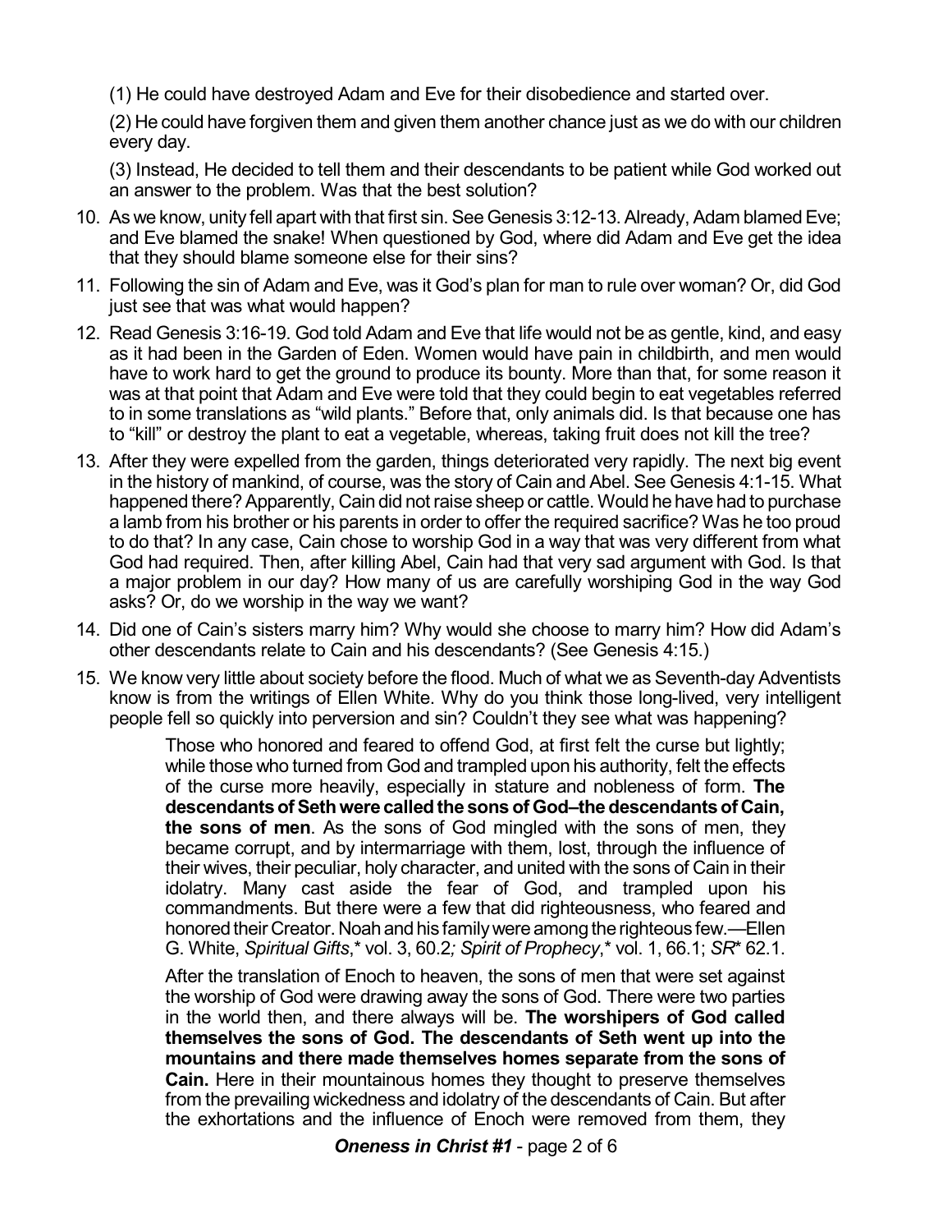(1) He could have destroyed Adam and Eve for their disobedience and started over.

(2) He could have forgiven them and given them another chance just as we do with our children every day.

(3) Instead, He decided to tell them and their descendants to be patient while God worked out an answer to the problem. Was that the best solution?

10. As we know, unity fell apart with that first sin. See Genesis 3:12-13. Already, Adam blamed Eve; and Eve blamed the snake! When questioned by God, where did Adam and Eve get the idea that they should blame someone else for their sins?

11. Following the sin of Adam and Eve, was it God's plan for man to rule over woman? Or, did God just see that was what would happen?

12. Read Genesis 3:16-19. God told Adam and Eve that life would not be as gentle, kind, and easy as it had been in the Garden of Eden. Women would have pain in childbirth, and men would have to work hard to get the ground to produce its bounty. More than that, for some reason it was at that point that Adam and Eve were told that they could begin to eat vegetables referred to in some translations as "wild plants." Before that, only animals did. Is that because one has to "kill" or destroy the plant to eat a vegetable, whereas, taking fruit does not kill the tree?

13. After they were expelled from the garden, things deteriorated very rapidly. The next big event in the history of mankind, of course, was the story of Cain and Abel. See Genesis 4:1-15. What happened there? Apparently, Cain did not raise sheep or cattle. Would he have had to purchase a lamb from his brother or his parents in order to offer the required sacrifice? Was he too proud to do that? In any case, Cain chose to worship God in a way that was very different from what God had required. Then, after killing Abel, Cain had that very sad argument with God. Is that a major problem in our day? How many of us are carefully worshiping God in the way God asks? Or, do we worship in the way we want?

14. Did one of Cain's sisters marry him? Why would she choose to marry him? How did Adam's other descendants relate to Cain and his descendants? (See Genesis 4:15.)

15. We know very little about society before the flood. Much of what we as Seventh-day Adventists know is from the writings of Ellen White. Why do you think those long-lived, very intelligent people fell so quickly into perversion and sin? Couldn't they see what was happening?

> Those who honored and feared to offend God, at first felt the curse but lightly; while those who turned from God and trampled upon his authority, felt the effects of the curse more heavily, especially in stature and nobleness of form. **The descendants of Seth were called the sons of God–the descendants of Cain, the sons of men**. As the sons of God mingled with the sons of men, they became corrupt, and by intermarriage with them, lost, through the influence of their wives, their peculiar, holy character, and united with the sons of Cain in their idolatry. Many cast aside the fear of God, and trampled upon his commandments. But there were a few that did righteousness, who feared and honored their Creator. Noah and his family were among the righteous few.—Ellen G. White, *Spiritual Gifts*,* vol. 3, 60.2*; Spirit of Prophecy*,* vol. 1, 66.1; *SR** 62.1.

> After the translation of Enoch to heaven, the sons of men that were set against the worship of God were drawing away the sons of God. There were two parties in the world then, and there always will be. **The worshipers of God called themselves the sons of God. The descendants of Seth went up into the mountains and there made themselves homes separate from the sons of Cain.** Here in their mountainous homes they thought to preserve themselves from the prevailing wickedness and idolatry of the descendants of Cain. But after the exhortations and the influence of Enoch were removed from them, they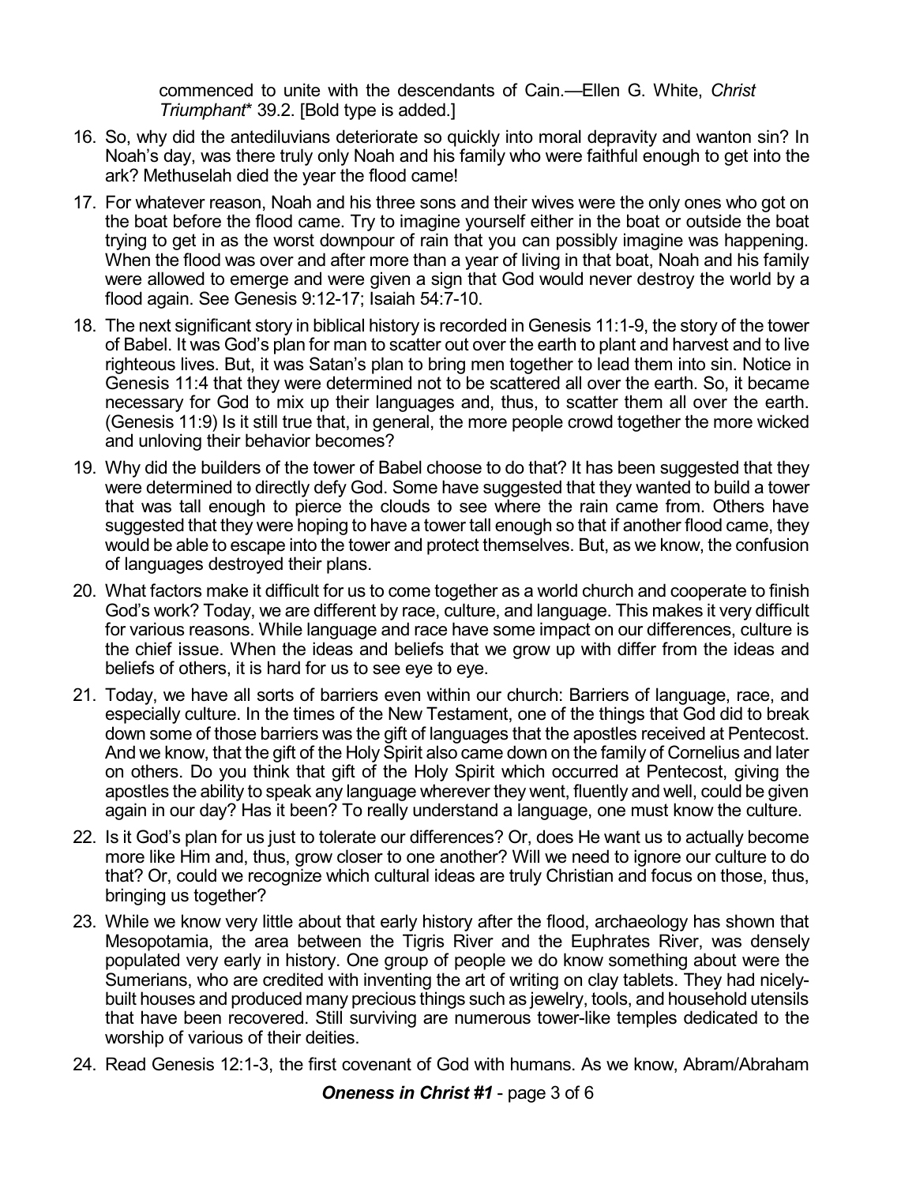commenced to unite with the descendants of Cain.—Ellen G. White, *Christ Triumphant** 39.2. [Bold type is added.]

16. So, why did the antediluvians deteriorate so quickly into moral depravity and wanton sin? In Noah's day, was there truly only Noah and his family who were faithful enough to get into the ark? Methuselah died the year the flood came!
17. For whatever reason, Noah and his three sons and their wives were the only ones who got on the boat before the flood came. Try to imagine yourself either in the boat or outside the boat trying to get in as the worst downpour of rain that you can possibly imagine was happening. When the flood was over and after more than a year of living in that boat, Noah and his family were allowed to emerge and were given a sign that God would never destroy the world by a flood again. See Genesis 9:12-17; Isaiah 54:7-10.
18. The next significant story in biblical history is recorded in Genesis 11:1-9, the story of the tower of Babel. It was God's plan for man to scatter out over the earth to plant and harvest and to live righteous lives. But, it was Satan's plan to bring men together to lead them into sin. Notice in Genesis 11:4 that they were determined not to be scattered all over the earth. So, it became necessary for God to mix up their languages and, thus, to scatter them all over the earth. (Genesis 11:9) Is it still true that, in general, the more people crowd together the more wicked and unloving their behavior becomes?
19. Why did the builders of the tower of Babel choose to do that? It has been suggested that they were determined to directly defy God. Some have suggested that they wanted to build a tower that was tall enough to pierce the clouds to see where the rain came from. Others have suggested that they were hoping to have a tower tall enough so that if another flood came, they would be able to escape into the tower and protect themselves. But, as we know, the confusion of languages destroyed their plans.
20. What factors make it difficult for us to come together as a world church and cooperate to finish God's work? Today, we are different by race, culture, and language. This makes it very difficult for various reasons. While language and race have some impact on our differences, culture is the chief issue. When the ideas and beliefs that we grow up with differ from the ideas and beliefs of others, it is hard for us to see eye to eye.
21. Today, we have all sorts of barriers even within our church: Barriers of language, race, and especially culture. In the times of the New Testament, one of the things that God did to break down some of those barriers was the gift of languages that the apostles received at Pentecost. And we know, that the gift of the Holy Spirit also came down on the family of Cornelius and later on others. Do you think that gift of the Holy Spirit which occurred at Pentecost, giving the apostles the ability to speak any language wherever they went, fluently and well, could be given again in our day? Has it been? To really understand a language, one must know the culture.
22. Is it God's plan for us just to tolerate our differences? Or, does He want us to actually become more like Him and, thus, grow closer to one another? Will we need to ignore our culture to do that? Or, could we recognize which cultural ideas are truly Christian and focus on those, thus, bringing us together?
23. While we know very little about that early history after the flood, archaeology has shown that Mesopotamia, the area between the Tigris River and the Euphrates River, was densely populated very early in history. One group of people we do know something about were the Sumerians, who are credited with inventing the art of writing on clay tablets. They had nicely-built houses and produced many precious things such as jewelry, tools, and household utensils that have been recovered. Still surviving are numerous tower-like temples dedicated to the worship of various of their deities.
24. Read Genesis 12:1-3, the first covenant of God with humans. As we know, Abram/Abraham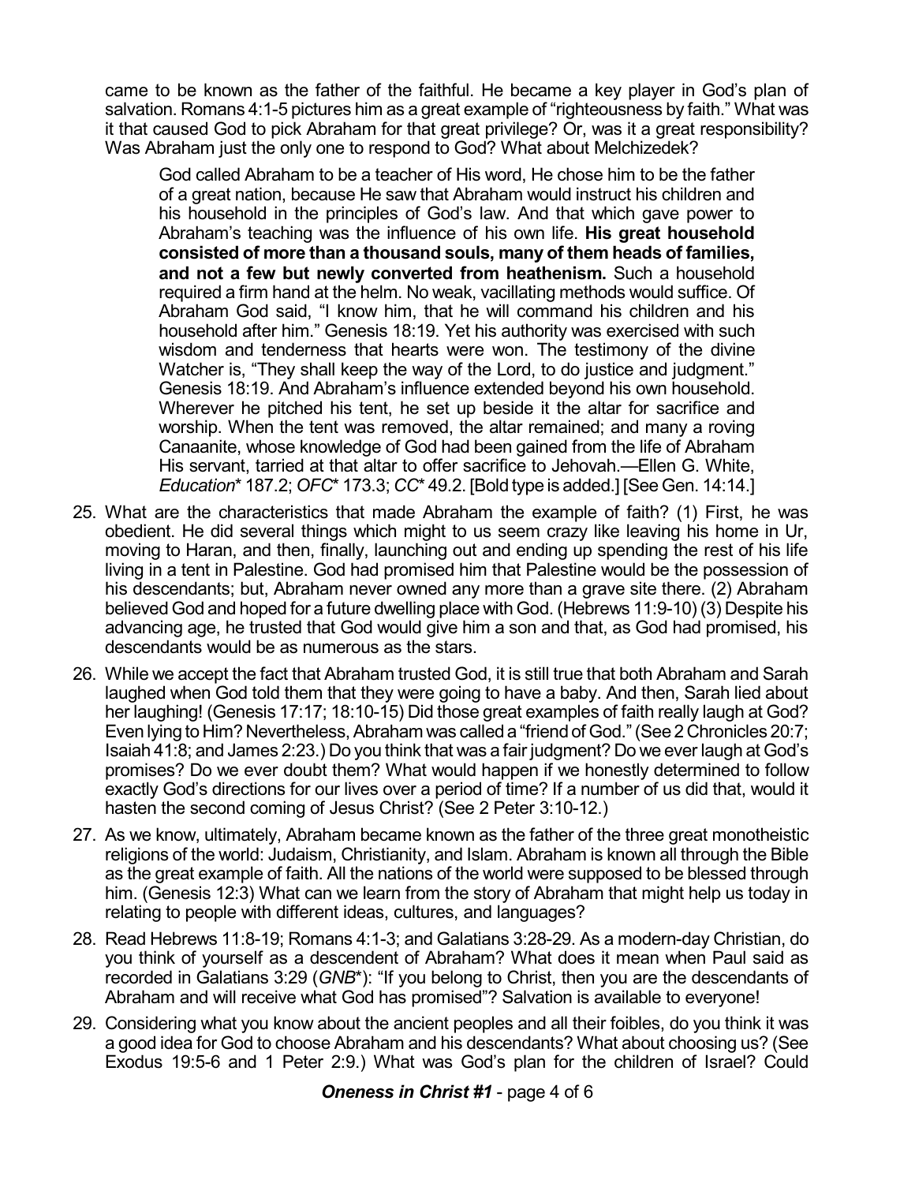came to be known as the father of the faithful. He became a key player in God's plan of salvation. Romans 4:1-5 pictures him as a great example of "righteousness by faith." What was it that caused God to pick Abraham for that great privilege? Or, was it a great responsibility? Was Abraham just the only one to respond to God? What about Melchizedek?

> God called Abraham to be a teacher of His word, He chose him to be the father of a great nation, because He saw that Abraham would instruct his children and his household in the principles of God's law. And that which gave power to Abraham's teaching was the influence of his own life. **His great household consisted of more than a thousand souls, many of them heads of families, and not a few but newly converted from heathenism.** Such a household required a firm hand at the helm. No weak, vacillating methods would suffice. Of Abraham God said, "I know him, that he will command his children and his household after him." Genesis 18:19. Yet his authority was exercised with such wisdom and tenderness that hearts were won. The testimony of the divine Watcher is, "They shall keep the way of the Lord, to do justice and judgment." Genesis 18:19. And Abraham's influence extended beyond his own household. Wherever he pitched his tent, he set up beside it the altar for sacrifice and worship. When the tent was removed, the altar remained; and many a roving Canaanite, whose knowledge of God had been gained from the life of Abraham His servant, tarried at that altar to offer sacrifice to Jehovah.—Ellen G. White, *Education*\* 187.2; *OFC*\* 173.3; *CC*\* 49.2. [Bold type is added.] [See Gen. 14:14.]

25. What are the characteristics that made Abraham the example of faith? (1) First, he was obedient. He did several things which might to us seem crazy like leaving his home in Ur, moving to Haran, and then, finally, launching out and ending up spending the rest of his life living in a tent in Palestine. God had promised him that Palestine would be the possession of his descendants; but, Abraham never owned any more than a grave site there. (2) Abraham believed God and hoped for a future dwelling place with God. (Hebrews 11:9-10) (3) Despite his advancing age, he trusted that God would give him a son and that, as God had promised, his descendants would be as numerous as the stars.

26. While we accept the fact that Abraham trusted God, it is still true that both Abraham and Sarah laughed when God told them that they were going to have a baby. And then, Sarah lied about her laughing! (Genesis 17:17; 18:10-15) Did those great examples of faith really laugh at God? Even lying to Him? Nevertheless, Abraham was called a "friend of God." (See 2 Chronicles 20:7; Isaiah 41:8; and James 2:23.) Do you think that was a fair judgment? Do we ever laugh at God's promises? Do we ever doubt them? What would happen if we honestly determined to follow exactly God's directions for our lives over a period of time? If a number of us did that, would it hasten the second coming of Jesus Christ? (See 2 Peter 3:10-12.)

27. As we know, ultimately, Abraham became known as the father of the three great monotheistic religions of the world: Judaism, Christianity, and Islam. Abraham is known all through the Bible as the great example of faith. All the nations of the world were supposed to be blessed through him. (Genesis 12:3) What can we learn from the story of Abraham that might help us today in relating to people with different ideas, cultures, and languages?

28. Read Hebrews 11:8-19; Romans 4:1-3; and Galatians 3:28-29. As a modern-day Christian, do you think of yourself as a descendent of Abraham? What does it mean when Paul said as recorded in Galatians 3:29 (*GNB*\*): "If you belong to Christ, then you are the descendants of Abraham and will receive what God has promised"? Salvation is available to everyone!

29. Considering what you know about the ancient peoples and all their foibles, do you think it was a good idea for God to choose Abraham and his descendants? What about choosing us? (See Exodus 19:5-6 and 1 Peter 2:9.) What was God's plan for the children of Israel? Could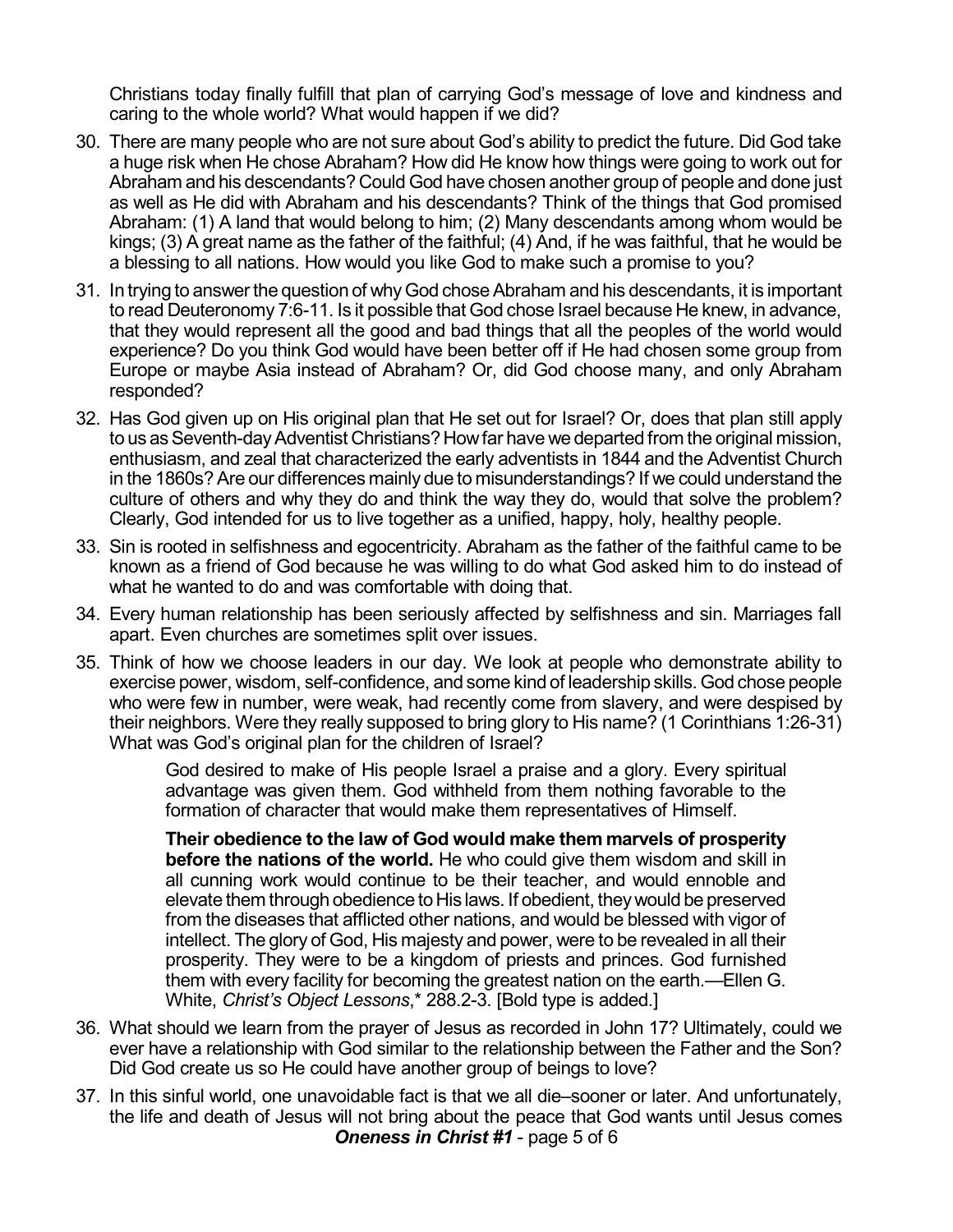Christians today finally fulfill that plan of carrying God's message of love and kindness and caring to the whole world? What would happen if we did?

30. There are many people who are not sure about God's ability to predict the future. Did God take a huge risk when He chose Abraham? How did He know how things were going to work out for Abraham and his descendants? Could God have chosen another group of people and done just as well as He did with Abraham and his descendants? Think of the things that God promised Abraham: (1) A land that would belong to him; (2) Many descendants among whom would be kings; (3) A great name as the father of the faithful; (4) And, if he was faithful, that he would be a blessing to all nations. How would you like God to make such a promise to you?

31. In trying to answer the question of why God chose Abraham and his descendants, it is important to read Deuteronomy 7:6-11. Is it possible that God chose Israel because He knew, in advance, that they would represent all the good and bad things that all the peoples of the world would experience? Do you think God would have been better off if He had chosen some group from Europe or maybe Asia instead of Abraham? Or, did God choose many, and only Abraham responded?

32. Has God given up on His original plan that He set out for Israel? Or, does that plan still apply to us as Seventh-day Adventist Christians? How far have we departed from the original mission, enthusiasm, and zeal that characterized the early adventists in 1844 and the Adventist Church in the 1860s? Are our differences mainly due to misunderstandings? If we could understand the culture of others and why they do and think the way they do, would that solve the problem? Clearly, God intended for us to live together as a unified, happy, holy, healthy people.

33. Sin is rooted in selfishness and egocentricity. Abraham as the father of the faithful came to be known as a friend of God because he was willing to do what God asked him to do instead of what he wanted to do and was comfortable with doing that.

34. Every human relationship has been seriously affected by selfishness and sin. Marriages fall apart. Even churches are sometimes split over issues.

35. Think of how we choose leaders in our day. We look at people who demonstrate ability to exercise power, wisdom, self-confidence, and some kind of leadership skills. God chose people who were few in number, were weak, had recently come from slavery, and were despised by their neighbors. Were they really supposed to bring glory to His name? (1 Corinthians 1:26-31) What was God's original plan for the children of Israel?

> God desired to make of His people Israel a praise and a glory. Every spiritual advantage was given them. God withheld from them nothing favorable to the formation of character that would make them representatives of Himself.
>
> **Their obedience to the law of God would make them marvels of prosperity before the nations of the world.** He who could give them wisdom and skill in all cunning work would continue to be their teacher, and would ennoble and elevate them through obedience to His laws. If obedient, they would be preserved from the diseases that afflicted other nations, and would be blessed with vigor of intellect. The glory of God, His majesty and power, were to be revealed in all their prosperity. They were to be a kingdom of priests and princes. God furnished them with every facility for becoming the greatest nation on the earth.—Ellen G. White, *Christ's Object Lessons*,* 288.2-3. [Bold type is added.]

36. What should we learn from the prayer of Jesus as recorded in John 17? Ultimately, could we ever have a relationship with God similar to the relationship between the Father and the Son? Did God create us so He could have another group of beings to love?

37. In this sinful world, one unavoidable fact is that we all die–sooner or later. And unfortunately, the life and death of Jesus will not bring about the peace that God wants until Jesus comes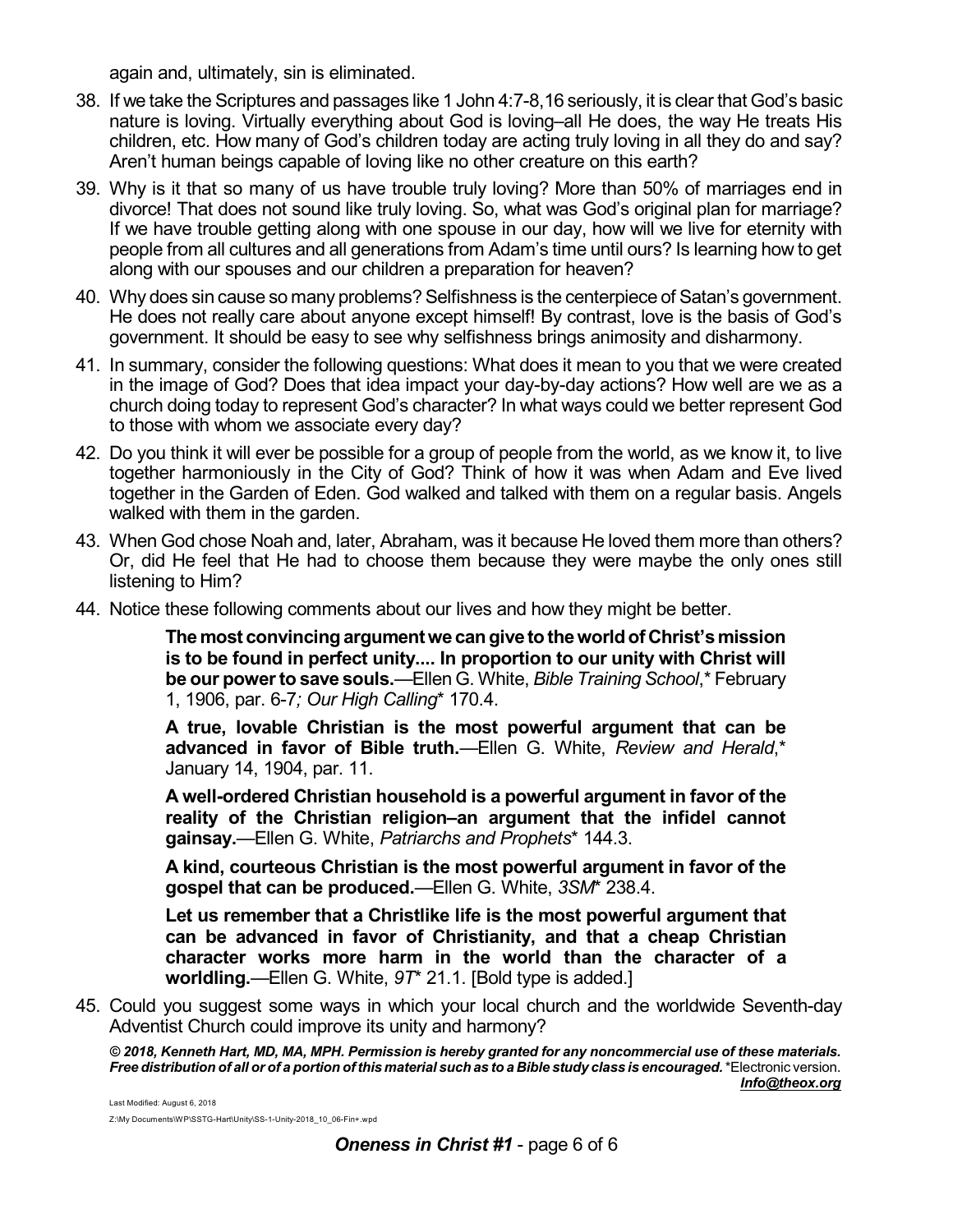again and, ultimately, sin is eliminated.

38. If we take the Scriptures and passages like 1 John 4:7-8,16 seriously, it is clear that God's basic nature is loving. Virtually everything about God is loving–all He does, the way He treats His children, etc. How many of God's children today are acting truly loving in all they do and say? Aren't human beings capable of loving like no other creature on this earth?

39. Why is it that so many of us have trouble truly loving? More than 50% of marriages end in divorce! That does not sound like truly loving. So, what was God's original plan for marriage? If we have trouble getting along with one spouse in our day, how will we live for eternity with people from all cultures and all generations from Adam's time until ours? Is learning how to get along with our spouses and our children a preparation for heaven?

40. Why does sin cause so many problems? Selfishness is the centerpiece of Satan's government. He does not really care about anyone except himself! By contrast, love is the basis of God's government. It should be easy to see why selfishness brings animosity and disharmony.

41. In summary, consider the following questions: What does it mean to you that we were created in the image of God? Does that idea impact your day-by-day actions? How well are we as a church doing today to represent God's character? In what ways could we better represent God to those with whom we associate every day?

42. Do you think it will ever be possible for a group of people from the world, as we know it, to live together harmoniously in the City of God? Think of how it was when Adam and Eve lived together in the Garden of Eden. God walked and talked with them on a regular basis. Angels walked with them in the garden.

43. When God chose Noah and, later, Abraham, was it because He loved them more than others? Or, did He feel that He had to choose them because they were maybe the only ones still listening to Him?

44. Notice these following comments about our lives and how they might be better.

> **The most convincing argument we can give to the world of Christ's mission is to be found in perfect unity.... In proportion to our unity with Christ will be our power to save souls.**—Ellen G. White, *Bible Training School*,* February 1, 1906, par. 6-7*; Our High Calling** 170.4.
>
> **A true, lovable Christian is the most powerful argument that can be advanced in favor of Bible truth.**—Ellen G. White, *Review and Herald*,* January 14, 1904, par. 11.
>
> **A well-ordered Christian household is a powerful argument in favor of the reality of the Christian religion–an argument that the infidel cannot gainsay.**—Ellen G. White, *Patriarchs and Prophets** 144.3.
>
> **A kind, courteous Christian is the most powerful argument in favor of the gospel that can be produced.**—Ellen G. White, *3SM** 238.4.
>
> **Let us remember that a Christlike life is the most powerful argument that can be advanced in favor of Christianity, and that a cheap Christian character works more harm in the world than the character of a worldling.**—Ellen G. White, *9T** 21.1. [Bold type is added.]

45. Could you suggest some ways in which your local church and the worldwide Seventh-day Adventist Church could improve its unity and harmony?

***© 2018, Kenneth Hart, MD, MA, MPH. Permission is hereby granted for any noncommercial use of these materials. Free distribution of all or of a portion of this material such as to a Bible study class is encouraged.*** *Electronic version. ***Info@theox.org***

Last Modified: August 6, 2018

Z:\My Documents\WP\SSTG-Hart\Unity\SS-1-Unity-2018_10_06-Fin+.wpd